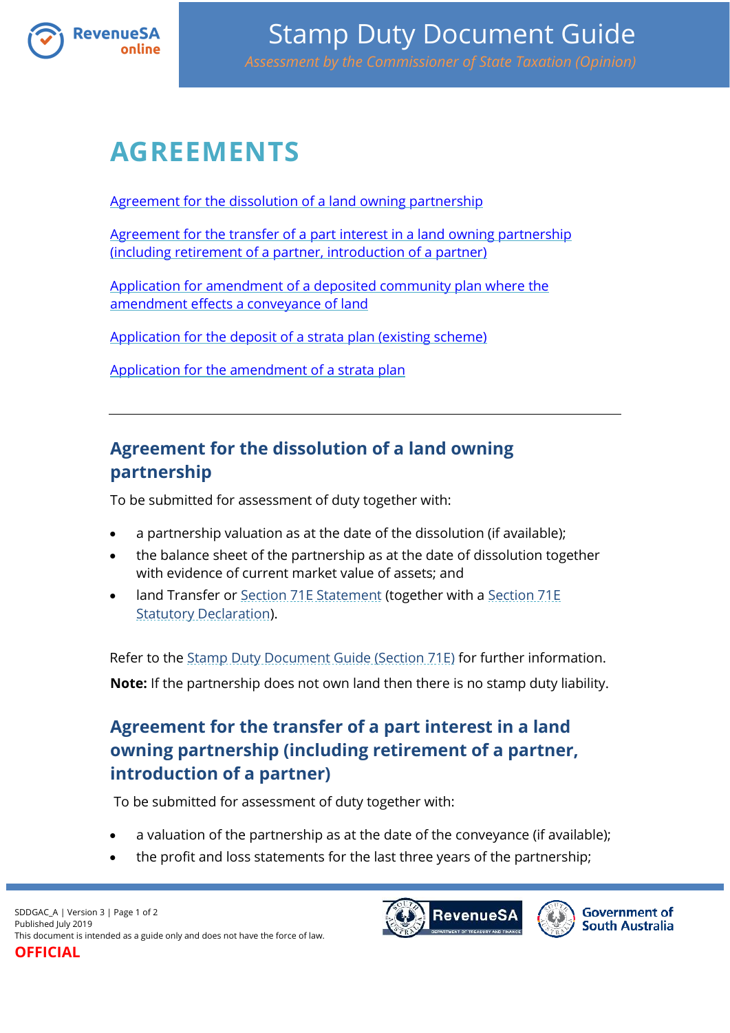# Stamp Duty Document Guide

*Assessment by the Commissioner of State Taxation (Opinion)*

# AGREEMENTS

[Agreement for the dissolution of a land owning partnership]

[Agreement for the transfer of a part interest in a land owning partnership (including retirement of a partner, introduction of a partner)]

[Application for amendment of a deposited community plan where the amendment effects a conveyance of land]

[Application for the deposit of a strata plan (existing scheme)]

[Application for the amendment of a strata plan]

---

## Agreement for the dissolution of a land owning partnership

To be submitted for assessment of duty together with:

- a partnership valuation as at the date of the dissolution (if available);
- the balance sheet of the partnership as at the date of dissolution together with evidence of current market value of assets; and
- land Transfer or Section 71E Statement (together with a Section 71E Statutory Declaration).

Refer to the Stamp Duty Document Guide (Section 71E) for further information.

**Note:** If the partnership does not own land then there is no stamp duty liability.

## Agreement for the transfer of a part interest in a land owning partnership (including retirement of a partner, introduction of a partner)

To be submitted for assessment of duty together with:

- a valuation of the partnership as at the date of the conveyance (if available);
- the profit and loss statements for the last three years of the partnership;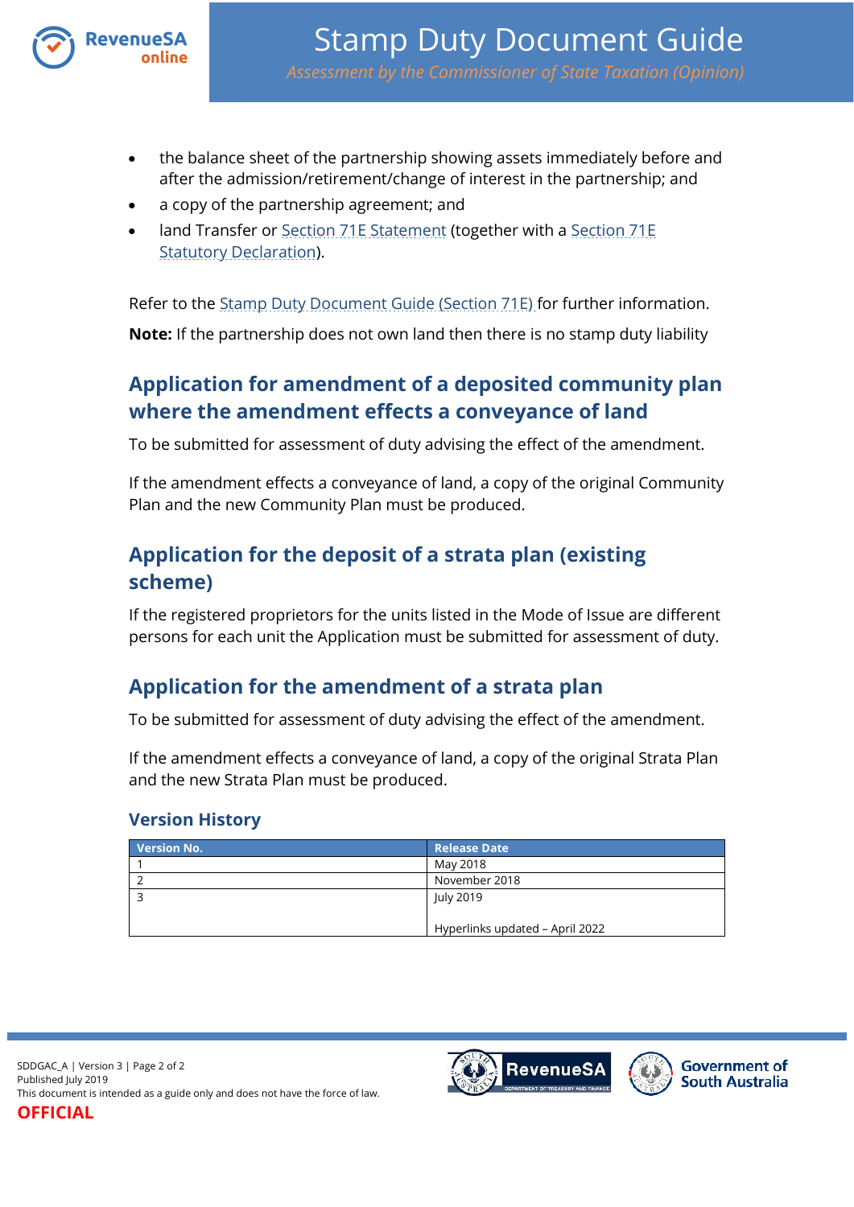- the balance sheet of the partnership showing assets immediately before and after the admission/retirement/change of interest in the partnership; and
- a copy of the partnership agreement; and
- land Transfer or Section 71E Statement (together with a Section 71E Statutory Declaration).

Refer to the Stamp Duty Document Guide (Section 71E) for further information.

**Note:** If the partnership does not own land then there is no stamp duty liability

## Application for amendment of a deposited community plan where the amendment effects a conveyance of land

To be submitted for assessment of duty advising the effect of the amendment.

If the amendment effects a conveyance of land, a copy of the original Community Plan and the new Community Plan must be produced.

## Application for the deposit of a strata plan (existing scheme)

If the registered proprietors for the units listed in the Mode of Issue are different persons for each unit the Application must be submitted for assessment of duty.

## Application for the amendment of a strata plan

To be submitted for assessment of duty advising the effect of the amendment.

If the amendment effects a conveyance of land, a copy of the original Strata Plan and the new Strata Plan must be produced.

### Version History

| Version No. | Release Date |
|---|---|
| 1 | May 2018 |
| 2 | November 2018 |
| 3 | July 2019<br><br>Hyperlinks updated – April 2022 |

SDDGAC_A | Version 3
Published July 2019
This document is intended as a guide only and does not have the force of law.
**OFFICIAL**